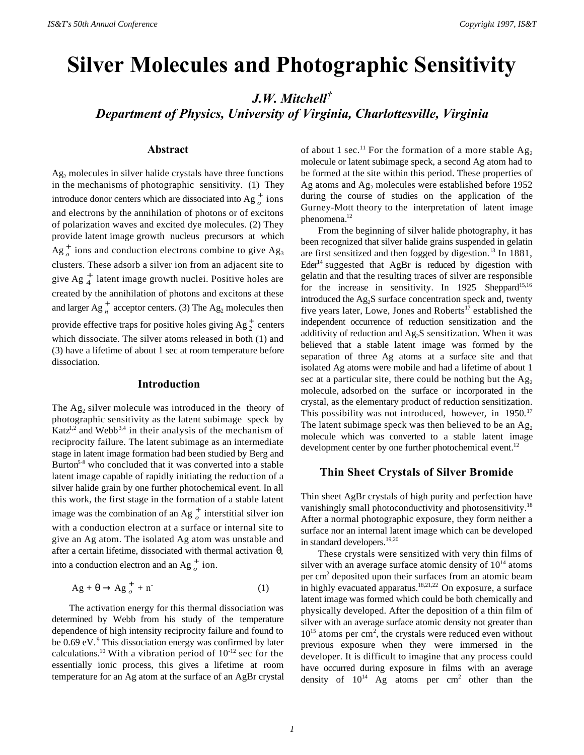# Silver Molecules and Photographic Sensitivity

***J.W. Mitchell*[†]**
***Department of Physics, University of Virginia, Charlottesville, Virginia***

## Abstract

$Ag_2$ molecules in silver halide crystals have three functions in the mechanisms of photographic sensitivity. (1) They introduce donor centers which are dissociated into $Ag_o^+$ ions and electrons by the annihilation of photons or of excitons of polarization waves and excited dye molecules. (2) They provide latent image growth nucleus precursors at which $Ag_o^+$ ions and conduction electrons combine to give $Ag_3$ clusters. These adsorb a silver ion from an adjacent site to give $Ag_4^+$ latent image growth nuclei. Positive holes are created by the annihilation of photons and excitons at these and larger $Ag_n^+$ acceptor centers. (3) The $Ag_2$ molecules then provide effective traps for positive holes giving $Ag_2^+$ centers which dissociate. The silver atoms released in both (1) and (3) have a lifetime of about 1 sec at room temperature before dissociation.

## Introduction

The $Ag_2$ silver molecule was introduced in the theory of photographic sensitivity as the latent subimage speck by Katz[1,2] and Webb[3,4] in their analysis of the mechanism of reciprocity failure. The latent subimage as an intermediate stage in latent image formation had been studied by Berg and Burton[5-8] who concluded that it was converted into a stable latent image capable of rapidly initiating the reduction of a silver halide grain by one further photochemical event. In all this work, the first stage in the formation of a stable latent image was the combination of an $Ag_o^+$ interstitial silver ion with a conduction electron at a surface or internal site to give an Ag atom. The isolated Ag atom was unstable and after a certain lifetime, dissociated with thermal activation $\theta$, into a conduction electron and an $Ag_o^+$ ion.

$$Ag + \theta \rightarrow Ag_o^+ + n^- \tag{1}$$

The activation energy for this thermal dissociation was determined by Webb from his study of the temperature dependence of high intensity reciprocity failure and found to be 0.69 eV.[9] This dissociation energy was confirmed by later calculations.[10] With a vibration period of $10^{-12}$ sec for the essentially ionic process, this gives a lifetime at room temperature for an Ag atom at the surface of an AgBr crystal of about 1 sec.[11] For the formation of a more stable $Ag_2$ molecule or latent subimage speck, a second Ag atom had to be formed at the site within this period. These properties of Ag atoms and $Ag_2$ molecules were established before 1952 during the course of studies on the application of the Gurney-Mott theory to the interpretation of latent image phenomena.[12]

From the beginning of silver halide photography, it has been recognized that silver halide grains suspended in gelatin are first sensitized and then fogged by digestion.[13] In 1881, Eder[14] suggested that AgBr is reduced by digestion with gelatin and that the resulting traces of silver are responsible for the increase in sensitivity. In 1925 Sheppard[15,16] introduced the $Ag_2S$ surface concentration speck and, twenty five years later, Lowe, Jones and Roberts[17] established the independent occurrence of reduction sensitization and the additivity of reduction and $Ag_2S$ sensitization. When it was believed that a stable latent image was formed by the separation of three Ag atoms at a surface site and that isolated Ag atoms were mobile and had a lifetime of about 1 sec at a particular site, there could be nothing but the $Ag_2$ molecule, adsorbed on the surface or incorporated in the crystal, as the elementary product of reduction sensitization. This possibility was not introduced, however, in 1950.[17] The latent subimage speck was then believed to be an $Ag_2$ molecule which was converted to a stable latent image development center by one further photochemical event.[12]

## Thin Sheet Crystals of Silver Bromide

Thin sheet AgBr crystals of high purity and perfection have vanishingly small photoconductivity and photosensitivity.[18] After a normal photographic exposure, they form neither a surface nor an internal latent image which can be developed in standard developers.[19,20]

These crystals were sensitized with very thin films of silver with an average surface atomic density of $10^{14}$ atoms per $cm^2$ deposited upon their surfaces from an atomic beam in highly evacuated apparatus.[18,21,22] On exposure, a surface latent image was formed which could be both chemically and physically developed. After the deposition of a thin film of silver with an average surface atomic density not greater than $10^{15}$ atoms per $cm^2$, the crystals were reduced even without previous exposure when they were immersed in the developer. It is difficult to imagine that any process could have occurred during exposure in films with an average density of $10^{14}$ Ag atoms per $cm^2$ other than the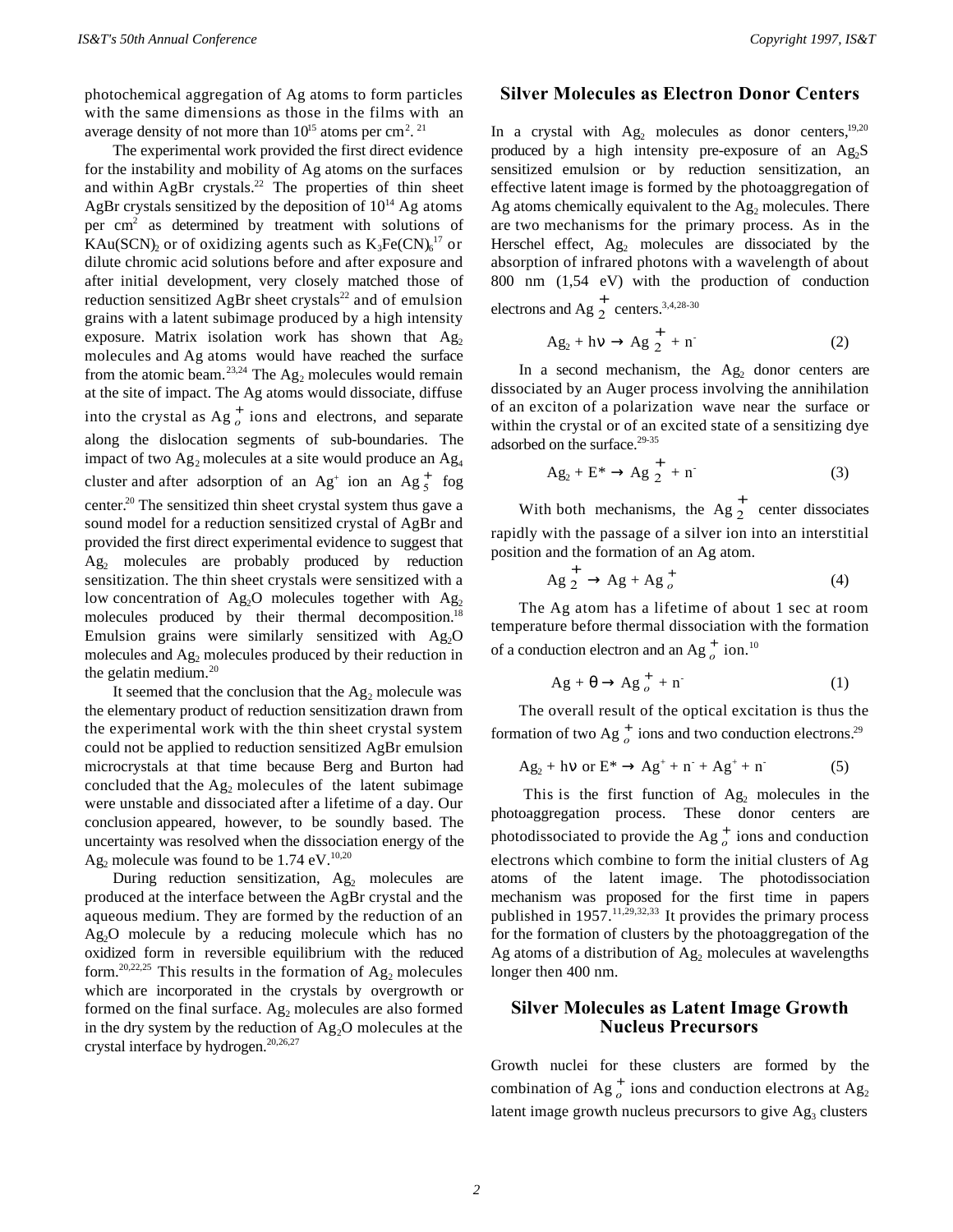photochemical aggregation of Ag atoms to form particles with the same dimensions as those in the films with an average density of not more than $10^{15}$ atoms per $cm^2$. [21]

The experimental work provided the first direct evidence for the instability and mobility of Ag atoms on the surfaces and within AgBr crystals.[22] The properties of thin sheet AgBr crystals sensitized by the deposition of $10^{14}$ Ag atoms per $cm^2$ as determined by treatment with solutions of $KAu(SCN)_2$ or of oxidizing agents such as $K_3Fe(CN)_6$[17] or dilute chromic acid solutions before and after exposure and after initial development, very closely matched those of reduction sensitized AgBr sheet crystals[22] and of emulsion grains with a latent subimage produced by a high intensity exposure. Matrix isolation work has shown that $Ag_2$ molecules and Ag atoms would have reached the surface from the atomic beam.[23,24] The $Ag_2$ molecules would remain at the site of impact. The Ag atoms would dissociate, diffuse into the crystal as $Ag_o^+$ ions and electrons, and separate along the dislocation segments of sub-boundaries. The impact of two $Ag_2$ molecules at a site would produce an $Ag_4$ cluster and after adsorption of an $Ag^+$ ion an $Ag_5^+$ fog center.[20] The sensitized thin sheet crystal system thus gave a sound model for a reduction sensitized crystal of AgBr and provided the first direct experimental evidence to suggest that $Ag_2$ molecules are probably produced by reduction sensitization. The thin sheet crystals were sensitized with a low concentration of $Ag_2O$ molecules together with $Ag_2$ molecules produced by their thermal decomposition.[18] Emulsion grains were similarly sensitized with $Ag_2O$ molecules and $Ag_2$ molecules produced by their reduction in the gelatin medium.[20]

It seemed that the conclusion that the $Ag_2$ molecule was the elementary product of reduction sensitization drawn from the experimental work with the thin sheet crystal system could not be applied to reduction sensitized AgBr emulsion microcrystals at that time because Berg and Burton had concluded that the $Ag_2$ molecules of the latent subimage were unstable and dissociated after a lifetime of a day. Our conclusion appeared, however, to be soundly based. The uncertainty was resolved when the dissociation energy of the $Ag_2$ molecule was found to be 1.74 eV.[10,20]

During reduction sensitization, $Ag_2$ molecules are produced at the interface between the AgBr crystal and the aqueous medium. They are formed by the reduction of an $Ag_2O$ molecule by a reducing molecule which has no oxidized form in reversible equilibrium with the reduced form.[20,22,25] This results in the formation of $Ag_2$ molecules which are incorporated in the crystals by overgrowth or formed on the final surface. $Ag_2$ molecules are also formed in the dry system by the reduction of $Ag_2O$ molecules at the crystal interface by hydrogen.[20,26,27]

## Silver Molecules as Electron Donor Centers

In a crystal with $Ag_2$ molecules as donor centers,[19,20] produced by a high intensity pre-exposure of an $Ag_2S$ sensitized emulsion or by reduction sensitization, an effective latent image is formed by the photoaggregation of Ag atoms chemically equivalent to the $Ag_2$ molecules. There are two mechanisms for the primary process. As in the Herschel effect, $Ag_2$ molecules are dissociated by the absorption of infrared photons with a wavelength of about 800 nm (1,54 eV) with the production of conduction electrons and $Ag_2^+$ centers.[3,4,28-30]

$$Ag_2 + h\nu \rightarrow Ag_2^+ + n^- \qquad (2)$$

In a second mechanism, the $Ag_2$ donor centers are dissociated by an Auger process involving the annihilation of an exciton of a polarization wave near the surface or within the crystal or of an excited state of a sensitizing dye adsorbed on the surface.[29-35]

$$Ag_2 + E^* \rightarrow Ag_2^+ + n^- \qquad (3)$$

With both mechanisms, the $Ag_2^+$ center dissociates rapidly with the passage of a silver ion into an interstitial position and the formation of an Ag atom.

$$Ag_2^+ \rightarrow Ag + Ag_o^+ \qquad (4)$$

The Ag atom has a lifetime of about 1 sec at room temperature before thermal dissociation with the formation of a conduction electron and an $Ag_o^+$ ion.[10]

$$Ag + \theta \rightarrow Ag_o^+ + n^- \qquad (1)$$

The overall result of the optical excitation is thus the formation of two $Ag_o^+$ ions and two conduction electrons.[29]

$$Ag_2 + h\nu \text{ or } E^* \rightarrow Ag^+ + n^- + Ag^+ + n^- \qquad (5)$$

This is the first function of $Ag_2$ molecules in the photoaggregation process. These donor centers are photodissociated to provide the $Ag_o^+$ ions and conduction electrons which combine to form the initial clusters of Ag atoms of the latent image. The photodissociation mechanism was proposed for the first time in papers published in 1957.[11,29,32,33] It provides the primary process for the formation of clusters by the photoaggregation of the Ag atoms of a distribution of $Ag_2$ molecules at wavelengths longer then 400 nm.

## Silver Molecules as Latent Image Growth Nucleus Precursors

Growth nuclei for these clusters are formed by the combination of $Ag_o^+$ ions and conduction electrons at $Ag_2$ latent image growth nucleus precursors to give $Ag_3$ clusters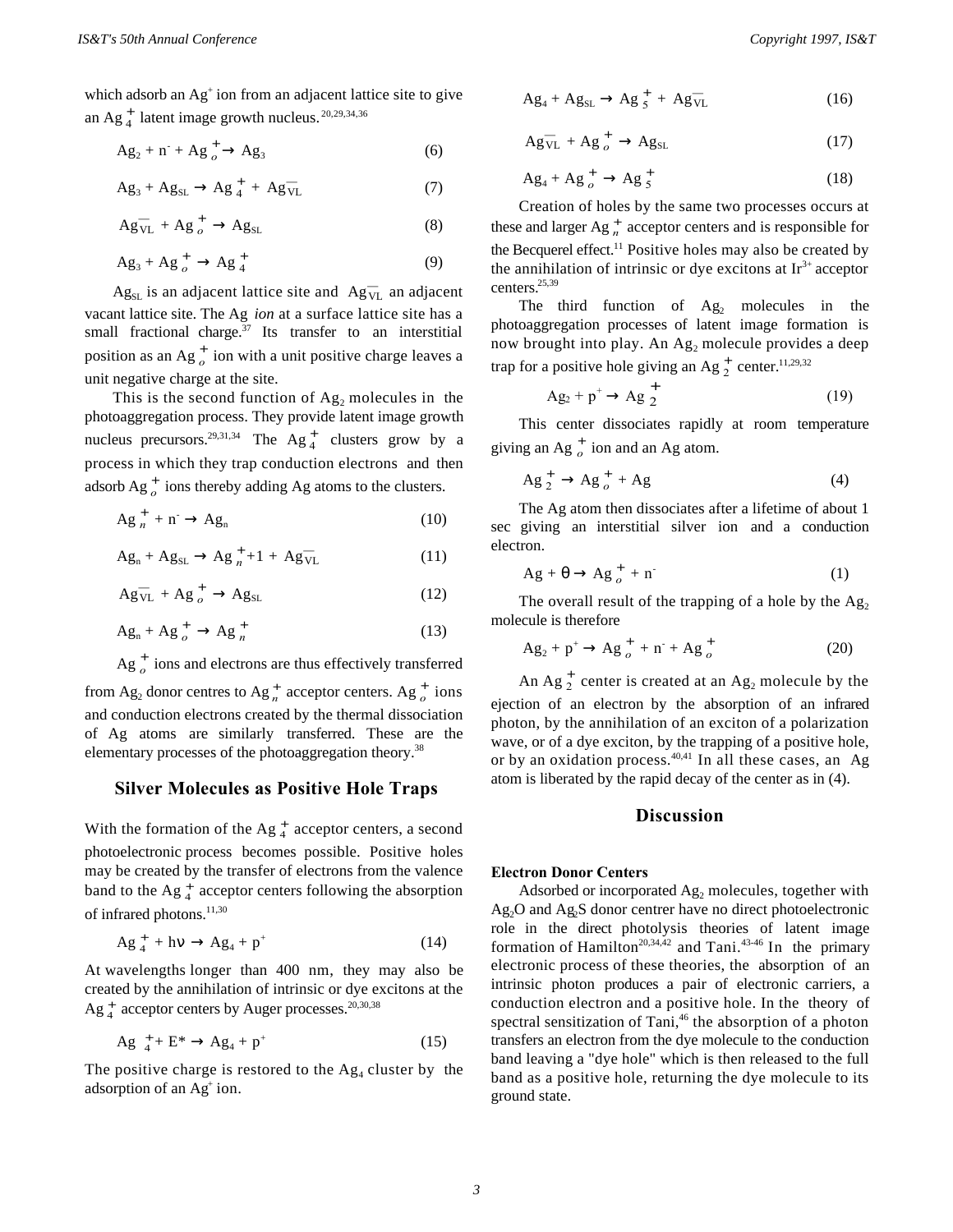which adsorb an $Ag^+$ ion from an adjacent lattice site to give an $Ag_4^+$ latent image growth nucleus.[20,29,34,36]

$$Ag_2 + n^- + Ag_o^+ \rightarrow Ag_3 \quad (6)$$

$$Ag_3 + Ag_{SL} \rightarrow Ag_4^+ + Ag_{\overline{VL}} \quad (7)$$

$$Ag_{\overline{VL}} + Ag_o^+ \rightarrow Ag_{SL} \quad (8)$$

$$Ag_3 + Ag_o^+ \rightarrow Ag_4^+ \quad (9)$$

$Ag_{SL}$ is an adjacent lattice site and $Ag_{\overline{VL}}$ an adjacent vacant lattice site. The Ag *ion* at a surface lattice site has a small fractional charge.[37] Its transfer to an interstitial position as an $Ag_o^+$ ion with a unit positive charge leaves a unit negative charge at the site.

This is the second function of $Ag_2$ molecules in the photoaggregation process. They provide latent image growth nucleus precursors.[29,31,34] The $Ag_4^+$ clusters grow by a process in which they trap conduction electrons and then adsorb $Ag_o^+$ ions thereby adding Ag atoms to the clusters.

$$Ag_n^+ + n^- \rightarrow Ag_n \quad (10)$$

$$Ag_n + Ag_{SL} \rightarrow Ag_{n+1}^+ + Ag_{\overline{VL}} \quad (11)$$

$$Ag_{\overline{VL}} + Ag_o^+ \rightarrow Ag_{SL} \quad (12)$$

$$Ag_n + Ag_o^+ \rightarrow Ag_n^+ \quad (13)$$

$Ag_o^+$ ions and electrons are thus effectively transferred from $Ag_2$ donor centres to $Ag_n^+$ acceptor centers. $Ag_o^+$ ions and conduction electrons created by the thermal dissociation of Ag atoms are similarly transferred. These are the elementary processes of the photoaggregation theory.[38]

## Silver Molecules as Positive Hole Traps

With the formation of the $Ag_4^+$ acceptor centers, a second photoelectronic process becomes possible. Positive holes may be created by the transfer of electrons from the valence band to the $Ag_4^+$ acceptor centers following the absorption of infrared photons.[11,30]

$$Ag_4^+ + h\nu \rightarrow Ag_4 + p^+ \quad (14)$$

At wavelengths longer than 400 nm, they may also be created by the annihilation of intrinsic or dye excitons at the $Ag_4^+$ acceptor centers by Auger processes.[20,30,38]

$$Ag_4^+ + E^* \rightarrow Ag_4 + p^+ \quad (15)$$

The positive charge is restored to the $Ag_4$ cluster by the adsorption of an $Ag^+$ ion.

$$Ag_4 + Ag_{SL} \rightarrow Ag_5^+ + Ag_{\overline{VL}} \quad (16)$$

$$Ag_{\overline{VL}} + Ag_o^+ \rightarrow Ag_{SL} \quad (17)$$

$$Ag_4 + Ag_o^+ \rightarrow Ag_5^+ \quad (18)$$

Creation of holes by the same two processes occurs at these and larger $Ag_n^+$ acceptor centers and is responsible for the Becquerel effect.[11] Positive holes may also be created by the annihilation of intrinsic or dye excitons at $Ir^{3+}$ acceptor centers.[25,39]

The third function of $Ag_2$ molecules in the photoaggregation processes of latent image formation is now brought into play. An $Ag_2$ molecule provides a deep trap for a positive hole giving an $Ag_2^+$ center.[11,29,32]

$$Ag_2 + p^+ \rightarrow Ag_2^+ \quad (19)$$

This center dissociates rapidly at room temperature giving an $Ag_o^+$ ion and an Ag atom.

$$Ag_2^+ \rightarrow Ag_o^+ + Ag \quad (4)$$

The Ag atom then dissociates after a lifetime of about 1 sec giving an interstitial silver ion and a conduction electron.

$$Ag + \theta \rightarrow Ag_o^+ + n^- \quad (1)$$

The overall result of the trapping of a hole by the $Ag_2$ molecule is therefore

$$Ag_2 + p^+ \rightarrow Ag_o^+ + n^- + Ag_o^+ \quad (20)$$

An $Ag_2^+$ center is created at an $Ag_2$ molecule by the ejection of an electron by the absorption of an infrared photon, by the annihilation of an exciton of a polarization wave, or of a dye exciton, by the trapping of a positive hole, or by an oxidation process.[40,41] In all these cases, an Ag atom is liberated by the rapid decay of the center as in (4).

## Discussion

### Electron Donor Centers

Adsorbed or incorporated $Ag_2$ molecules, together with $Ag_2O$ and $Ag_2S$ donor centrer have no direct photoelectronic role in the direct photolysis theories of latent image formation of Hamilton[20,34,42] and Tani.[43-46] In the primary electronic process of these theories, the absorption of an intrinsic photon produces a pair of electronic carriers, a conduction electron and a positive hole. In the theory of spectral sensitization of Tani,[46] the absorption of a photon transfers an electron from the dye molecule to the conduction band leaving a "dye hole" which is then released to the full band as a positive hole, returning the dye molecule to its ground state.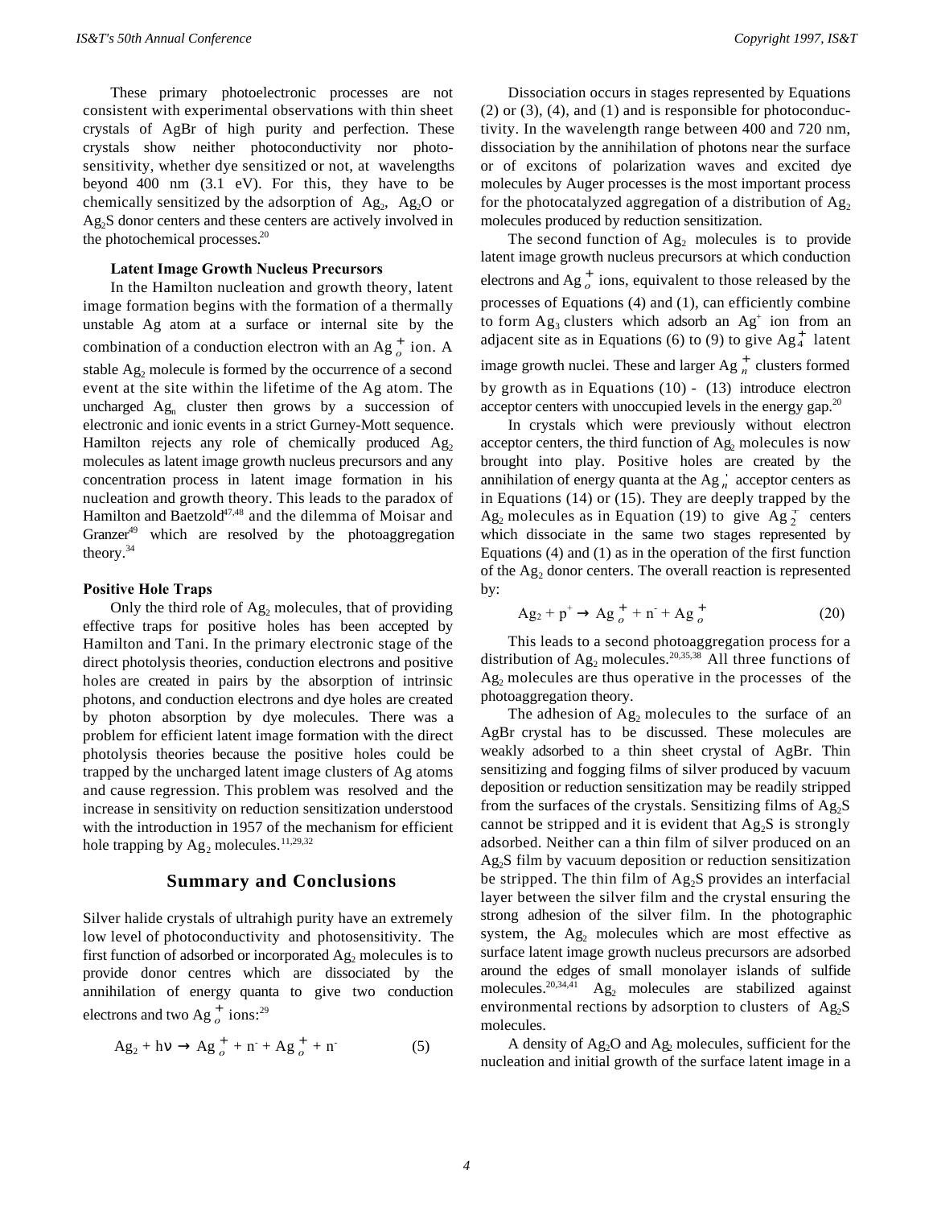These primary photoelectronic processes are not consistent with experimental observations with thin sheet crystals of AgBr of high purity and perfection. These crystals show neither photoconductivity nor photosensitivity, whether dye sensitized or not, at wavelengths beyond 400 nm (3.1 eV). For this, they have to be chemically sensitized by the adsorption of $Ag_2$, $Ag_2O$ or $Ag_2S$ donor centers and these centers are actively involved in the photochemical processes.[20]

### Latent Image Growth Nucleus Precursors

In the Hamilton nucleation and growth theory, latent image formation begins with the formation of a thermally unstable Ag atom at a surface or internal site by the combination of a conduction electron with an $Ag_o^+$ ion. A stable $Ag_2$ molecule is formed by the occurrence of a second event at the site within the lifetime of the Ag atom. The uncharged $Ag_n$ cluster then grows by a succession of electronic and ionic events in a strict Gurney-Mott sequence. Hamilton rejects any role of chemically produced $Ag_2$ molecules as latent image growth nucleus precursors and any concentration process in latent image formation in his nucleation and growth theory. This leads to the paradox of Hamilton and Baetzold[47,48] and the dilemma of Moisar and Granzer[49] which are resolved by the photoaggregation theory.[34]

### Positive Hole Traps

Only the third role of $Ag_2$ molecules, that of providing effective traps for positive holes has been accepted by Hamilton and Tani. In the primary electronic stage of the direct photolysis theories, conduction electrons and positive holes are created in pairs by the absorption of intrinsic photons, and conduction electrons and dye holes are created by photon absorption by dye molecules. There was a problem for efficient latent image formation with the direct photolysis theories because the positive holes could be trapped by the uncharged latent image clusters of Ag atoms and cause regression. This problem was resolved and the increase in sensitivity on reduction sensitization understood with the introduction in 1957 of the mechanism for efficient hole trapping by $Ag_2$ molecules.[11,29,32]

## Summary and Conclusions

Silver halide crystals of ultrahigh purity have an extremely low level of photoconductivity and photosensitivity. The first function of adsorbed or incorporated $Ag_2$ molecules is to provide donor centres which are dissociated by the annihilation of energy quanta to give two conduction electrons and two $Ag_o^+$ ions:[29]

$$Ag_2 + h\nu \rightarrow Ag_o^+ + n^- + Ag_o^+ + n^- \qquad (5)$$

Dissociation occurs in stages represented by Equations (2) or (3), (4), and (1) and is responsible for photoconductivity. In the wavelength range between 400 and 720 nm, dissociation by the annihilation of photons near the surface or of excitons of polarization waves and excited dye molecules by Auger processes is the most important process for the photocatalyzed aggregation of a distribution of $Ag_2$ molecules produced by reduction sensitization.

The second function of $Ag_2$ molecules is to provide latent image growth nucleus precursors at which conduction electrons and $Ag_o^+$ ions, equivalent to those released by the processes of Equations (4) and (1), can efficiently combine to form $Ag_3$ clusters which adsorb an $Ag^+$ ion from an adjacent site as in Equations (6) to (9) to give $Ag_4^+$ latent image growth nuclei. These and larger $Ag_n^+$ clusters formed by growth as in Equations (10) - (13) introduce electron acceptor centers with unoccupied levels in the energy gap.[20]

In crystals which were previously without electron acceptor centers, the third function of $Ag_2$ molecules is now brought into play. Positive holes are created by the annihilation of energy quanta at the $Ag_n^{\cdot}$ acceptor centers as in Equations (14) or (15). They are deeply trapped by the $Ag_2$ molecules as in Equation (19) to give $Ag_2^+$ centers which dissociate in the same two stages represented by Equations (4) and (1) as in the operation of the first function of the $Ag_2$ donor centers. The overall reaction is represented by:

$$Ag_2 + p^+ \rightarrow Ag_o^+ + n^- + Ag_o^+ \qquad (20)$$

This leads to a second photoaggregation process for a distribution of $Ag_2$ molecules.[20,35,38] All three functions of $Ag_2$ molecules are thus operative in the processes of the photoaggregation theory.

The adhesion of $Ag_2$ molecules to the surface of an AgBr crystal has to be discussed. These molecules are weakly adsorbed to a thin sheet crystal of AgBr. Thin sensitizing and fogging films of silver produced by vacuum deposition or reduction sensitization may be readily stripped from the surfaces of the crystals. Sensitizing films of $Ag_2S$ cannot be stripped and it is evident that $Ag_2S$ is strongly adsorbed. Neither can a thin film of silver produced on an $Ag_2S$ film by vacuum deposition or reduction sensitization be stripped. The thin film of $Ag_2S$ provides an interfacial layer between the silver film and the crystal ensuring the strong adhesion of the silver film. In the photographic system, the $Ag_2$ molecules which are most effective as surface latent image growth nucleus precursors are adsorbed around the edges of small monolayer islands of sulfide molecules.[20,34,41] $Ag_2$ molecules are stabilized against environmental rections by adsorption to clusters of $Ag_2S$ molecules.

A density of $Ag_2O$ and $Ag_2$ molecules, sufficient for the nucleation and initial growth of the surface latent image in a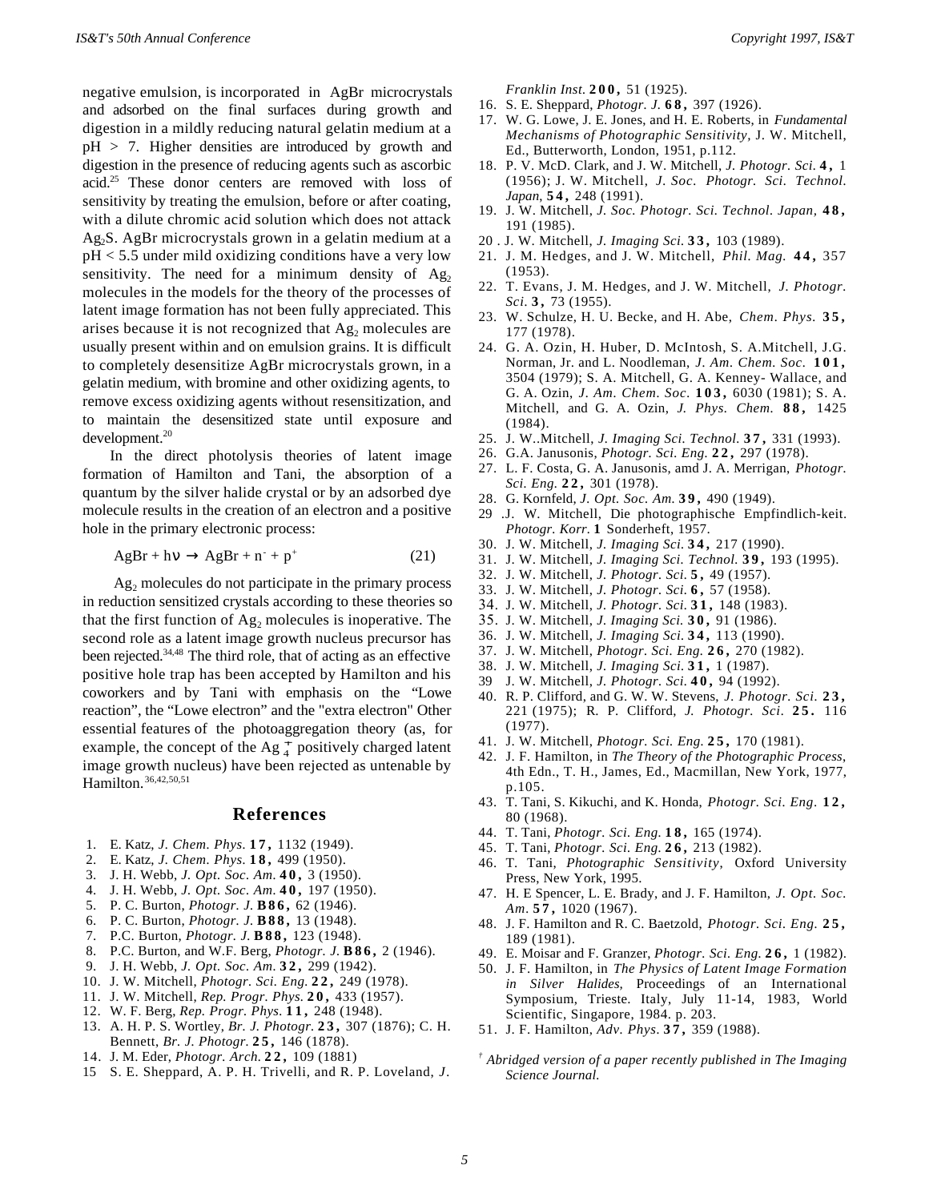negative emulsion, is incorporated in AgBr microcrystals and adsorbed on the final surfaces during growth and digestion in a mildly reducing natural gelatin medium at a pH > 7. Higher densities are introduced by growth and digestion in the presence of reducing agents such as ascorbic acid.[25] These donor centers are removed with loss of sensitivity by treating the emulsion, before or after coating, with a dilute chromic acid solution which does not attack $Ag_2S$. AgBr microcrystals grown in a gelatin medium at a pH < 5.5 under mild oxidizing conditions have a very low sensitivity. The need for a minimum density of $Ag_2$ molecules in the models for the theory of the processes of latent image formation has not been fully appreciated. This arises because it is not recognized that $Ag_2$ molecules are usually present within and on emulsion grains. It is difficult to completely desensitize AgBr microcrystals grown, in a gelatin medium, with bromine and other oxidizing agents, to remove excess oxidizing agents without resensitization, and to maintain the desensitized state until exposure and development.[20]

In the direct photolysis theories of latent image formation of Hamilton and Tani, the absorption of a quantum by the silver halide crystal or by an adsorbed dye molecule results in the creation of an electron and a positive hole in the primary electronic process:

$$AgBr + h\nu \rightarrow AgBr + n^- + p^+ \qquad (21)$$

$Ag_2$ molecules do not participate in the primary process in reduction sensitized crystals according to these theories so that the first function of $Ag_2$ molecules is inoperative. The second role as a latent image growth nucleus precursor has been rejected.[34,48] The third role, that of acting as an effective positive hole trap has been accepted by Hamilton and his coworkers and by Tani with emphasis on the "Lowe reaction", the "Lowe electron" and the "extra electron" Other essential features of the photoaggregation theory (as, for example, the concept of the $Ag_4^+$ positively charged latent image growth nucleus) have been rejected as untenable by Hamilton.[36,42,50,51]

## References

1. E. Katz, *J. Chem. Phys.* **17,** 1132 (1949).
2. E. Katz, *J. Chem. Phys.* **18,** 499 (1950).
3. J. H. Webb, *J. Opt. Soc. Am.* **40,** 3 (1950).
4. J. H. Webb, *J. Opt. Soc. Am.* **40,** 197 (1950).
5. P. C. Burton, *Photogr. J.* **B86,** 62 (1946).
6. P. C. Burton, *Photogr. J.* **B88,** 13 (1948).
7. P.C. Burton, *Photogr. J.* **B88,** 123 (1948).
8. P.C. Burton, and W.F. Berg, *Photogr. J.* **B86,** 2 (1946).
9. J. H. Webb, *J. Opt. Soc. Am.* **32,** 299 (1942).
10. J. W. Mitchell, *Photogr. Sci. Eng.* **22,** 249 (1978).
11. J. W. Mitchell, *Rep. Progr. Phys.* **20,** 433 (1957).
12. W. F. Berg, *Rep. Progr. Phys.* **11,** 248 (1948).
13. A. H. P. S. Wortley, *Br. J. Photogr.* **23,** 307 (1876); C. H. Bennett, *Br. J. Photogr.* **25,** 146 (1878).
14. J. M. Eder, *Photogr. Arch.* **22,** 109 (1881)
15. S. E. Sheppard, A. P. H. Trivelli, and R. P. Loveland, *J. Franklin Inst.* **200,** 51 (1925).
16. S. E. Sheppard, *Photogr. J.* **68,** 397 (1926).
17. W. G. Lowe, J. E. Jones, and H. E. Roberts, in *Fundamental Mechanisms of Photographic Sensitivity*, J. W. Mitchell, Ed., Butterworth, London, 1951, p.112.
18. P. V. McD. Clark, and J. W. Mitchell, *J. Photogr. Sci.* **4,** 1 (1956); J. W. Mitchell, *J. Soc. Photogr. Sci. Technol. Japan*, **54,** 248 (1991).
19. J. W. Mitchell, *J. Soc. Photogr. Sci. Technol. Japan*, **48,** 191 (1985).
20. J. W. Mitchell, *J. Imaging Sci.* **33,** 103 (1989).
21. J. M. Hedges, and J. W. Mitchell, *Phil. Mag.* **44,** 357 (1953).
22. T. Evans, J. M. Hedges, and J. W. Mitchell, *J. Photogr. Sci.* **3,** 73 (1955).
23. W. Schulze, H. U. Becke, and H. Abe, *Chem. Phys.* **35,** 177 (1978).
24. G. A. Ozin, H. Huber, D. McIntosh, S. A.Mitchell, J.G. Norman, Jr. and L. Noodleman, *J. Am. Chem. Soc.* **101,** 3504 (1979); S. A. Mitchell, G. A. Kenney- Wallace, and G. A. Ozin, *J. Am. Chem. Soc.* **103,** 6030 (1981); S. A. Mitchell, and G. A. Ozin, *J. Phys. Chem.* **88,** 1425 (1984).
25. J. W..Mitchell, *J. Imaging Sci. Technol.* **37,** 331 (1993).
26. G.A. Janusonis, *Photogr. Sci. Eng.* **22,** 297 (1978).
27. L. F. Costa, G. A. Janusonis, amd J. A. Merrigan, *Photogr. Sci. Eng.* **22,** 301 (1978).
28. G. Kornfeld, *J. Opt. Soc. Am.* **39,** 490 (1949).
29. J. W. Mitchell, Die photographische Empfindlich-keit. *Photogr. Korr.* **1** Sonderheft, 1957.
30. J. W. Mitchell, *J. Imaging Sci.* **34,** 217 (1990).
31. J. W. Mitchell, *J. Imaging Sci. Technol.* **39,** 193 (1995).
32. J. W. Mitchell, *J. Photogr. Sci.* **5,** 49 (1957).
33. J. W. Mitchell, *J. Photogr. Sci.* **6,** 57 (1958).
34. J. W. Mitchell, *J. Photogr. Sci.* **31,** 148 (1983).
35. J. W. Mitchell, *J. Imaging Sci.* **30,** 91 (1986).
36. J. W. Mitchell, *J. Imaging Sci.* **34,** 113 (1990).
37. J. W. Mitchell, *Photogr. Sci. Eng.* **26,** 270 (1982).
38. J. W. Mitchell, *J. Imaging Sci.* **31,** 1 (1987).
39. J. W. Mitchell, *J. Photogr. Sci.* **40,** 94 (1992).
40. R. P. Clifford, and G. W. W. Stevens, *J. Photogr. Sci.* **23,** 221 (1975); R. P. Clifford, *J. Photogr. Sci.* **25.** 116 (1977).
41. J. W. Mitchell, *Photogr. Sci. Eng.* **25,** 170 (1981).
42. J. F. Hamilton, in *The Theory of the Photographic Process*, 4th Edn., T. H., James, Ed., Macmillan, New York, 1977, p.105.
43. T. Tani, S. Kikuchi, and K. Honda, *Photogr. Sci. Eng.* **12,** 80 (1968).
44. T. Tani, *Photogr. Sci. Eng.* **18,** 165 (1974).
45. T. Tani, *Photogr. Sci. Eng.* **26,** 213 (1982).
46. T. Tani, *Photographic Sensitivity*, Oxford University Press, New York, 1995.
47. H. E Spencer, L. E. Brady, and J. F. Hamilton, *J. Opt. Soc. Am.* **57,** 1020 (1967).
48. J. F. Hamilton and R. C. Baetzold, *Photogr. Sci. Eng.* **25,** 189 (1981).
49. E. Moisar and F. Granzer, *Photogr. Sci. Eng.* **26,** 1 (1982).
50. J. F. Hamilton, in *The Physics of Latent Image Formation in Silver Halides*, Proceedings of an International Symposium, Trieste. Italy, July 11-14, 1983, World Scientific, Singapore, 1984. p. 203.
51. J. F. Hamilton, *Adv. Phys.* **37,** 359 (1988).

† *Abridged version of a paper recently published in The Imaging Science Journal.*